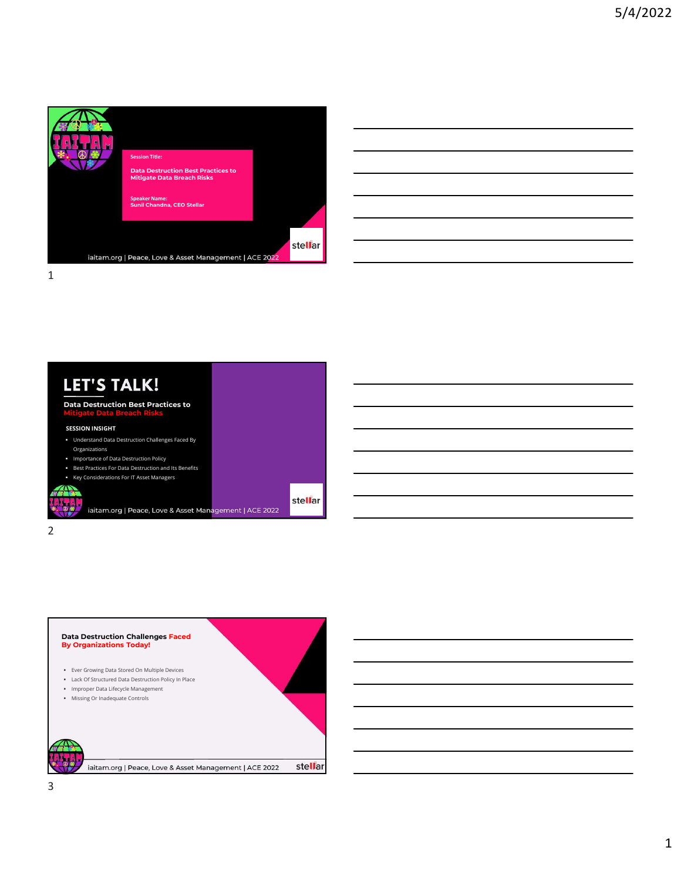Session Title:

**Data Destruction Best Practices to Mitigate Data Breach Risks**

Speaker Name:
Sunil Chandna, CEO Stellar

iaitam.org | Peace, Love & Asset Management | ACE 2022

## LET'S TALK!

**Data Destruction Best Practices to Mitigate Data Breach Risks**

**SESSION INSIGHT**

- Understand Data Destruction Challenges Faced By Organizations
- Importance of Data Destruction Policy
- Best Practices For Data Destruction and Its Benefits
- Key Considerations For IT Asset Managers

iaitam.org | Peace, Love & Asset Management | ACE 2022

## Data Destruction Challenges Faced By Organizations Today!

- Ever Growing Data Stored On Multiple Devices
- Lack Of Structured Data Destruction Policy In Place
- Improper Data Lifecycle Management
- Missing Or Inadequate Controls

iaitam.org | Peace, Love & Asset Management | ACE 2022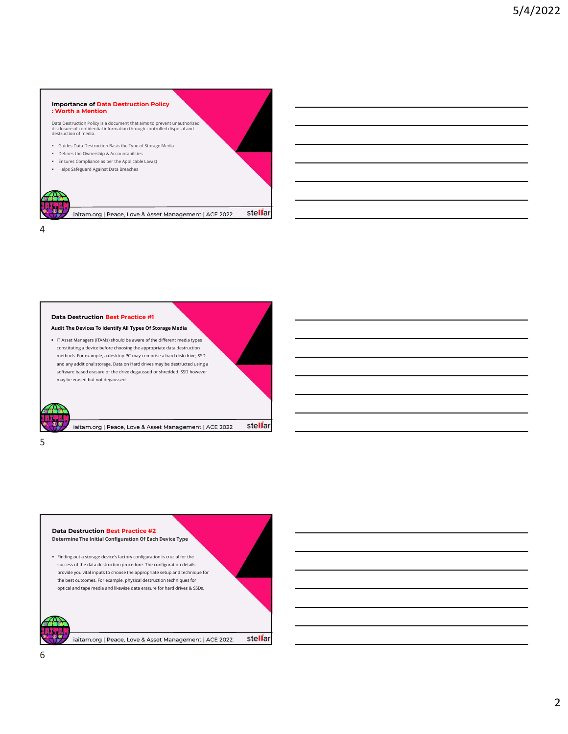## Importance of Data Destruction Policy : Worth a Mention

Data Destruction Policy is a document that aims to prevent unauthorized disclosure of confidential information through controlled disposal and destruction of media.

- Guides Data Destruction Basis the Type of Storage Media
- Defines the Ownership & Accountabilities
- Ensures Compliance as per the Applicable Law(s)
- Helps Safeguard Against Data Breaches

iaitam.org | Peace, Love & Asset Management | ACE 2022

## Data Destruction Best Practice #1

**Audit The Devices To Identify All Types Of Storage Media**

- IT Asset Managers (ITAMs) should be aware of the different media types constituting a device before choosing the appropriate data destruction methods. For example, a desktop PC may comprise a hard disk drive, SSD and any additional storage. Data on Hard drives may be destructed using a software based erasure or the drive degaussed or shredded. SSD however may be erased but not degaussed.

iaitam.org | Peace, Love & Asset Management | ACE 2022

## Data Destruction Best Practice #2

**Determine The Initial Configuration Of Each Device Type**

- Finding out a storage device's factory configuration is crucial for the success of the data destruction procedure. The configuration details provide you vital inputs to choose the appropriate setup and technique for the best outcomes. For example, physical destruction techniques for optical and tape media and likewise data erasure for hard drives & SSDs.

iaitam.org | Peace, Love & Asset Management | ACE 2022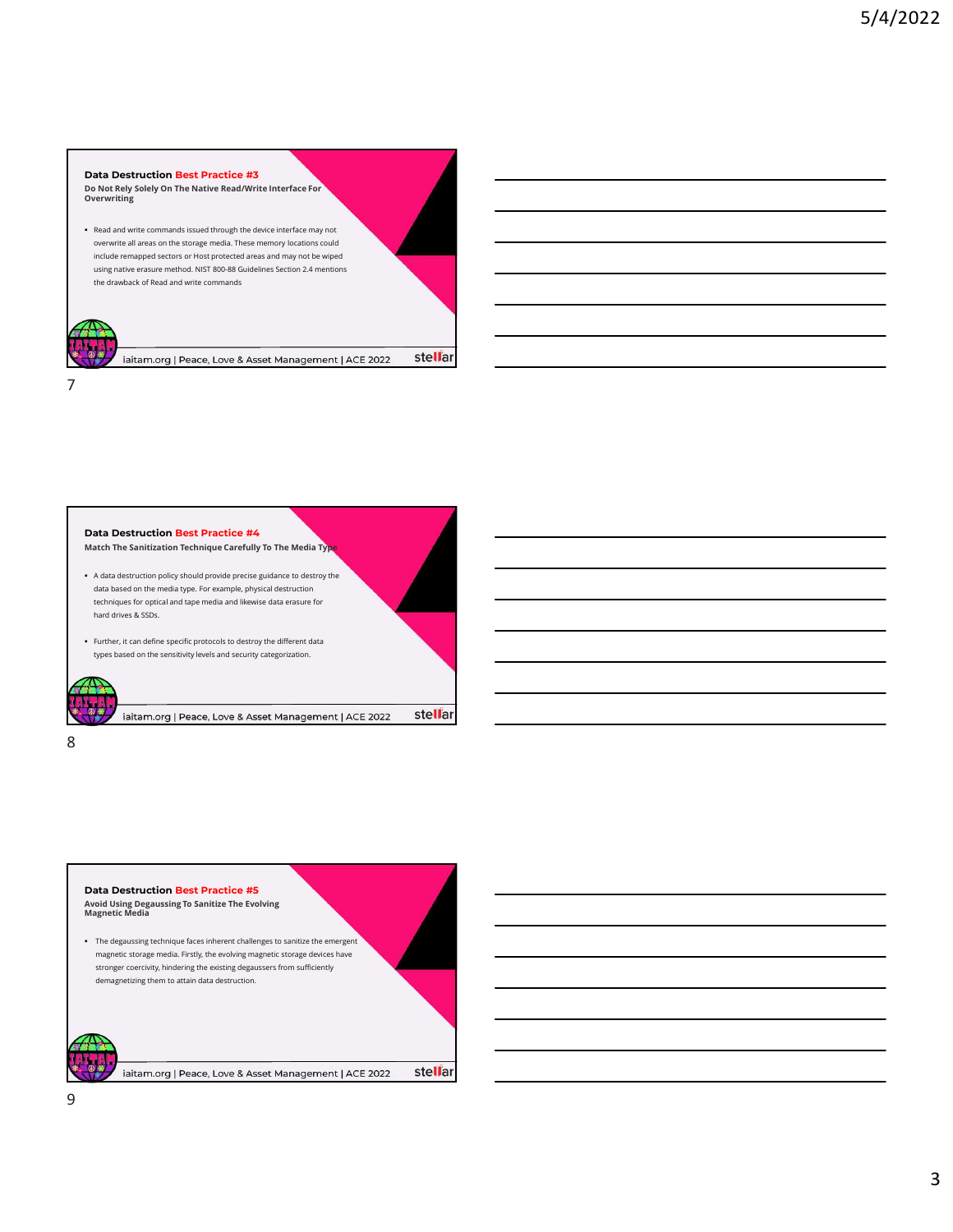## Data Destruction Best Practice #3

**Do Not Rely Solely On The Native Read/Write Interface For Overwriting**

- Read and write commands issued through the device interface may not overwrite all areas on the storage media. These memory locations could include remapped sectors or Host protected areas and may not be wiped using native erasure method. NIST 800-88 Guidelines Section 2.4 mentions the drawback of Read and write commands

iaitam.org | Peace, Love & Asset Management | ACE 2022

## Data Destruction Best Practice #4

**Match The Sanitization Technique Carefully To The Media Type**

- A data destruction policy should provide precise guidance to destroy the data based on the media type. For example, physical destruction techniques for optical and tape media and likewise data erasure for hard drives & SSDs.
- Further, it can define specific protocols to destroy the different data types based on the sensitivity levels and security categorization.

iaitam.org | Peace, Love & Asset Management | ACE 2022

## Data Destruction Best Practice #5

**Avoid Using Degaussing To Sanitize The Evolving Magnetic Media**

- The degaussing technique faces inherent challenges to sanitize the emergent magnetic storage media. Firstly, the evolving magnetic storage devices have stronger coercivity, hindering the existing degaussers from sufficiently demagnetizing them to attain data destruction.

iaitam.org | Peace, Love & Asset Management | ACE 2022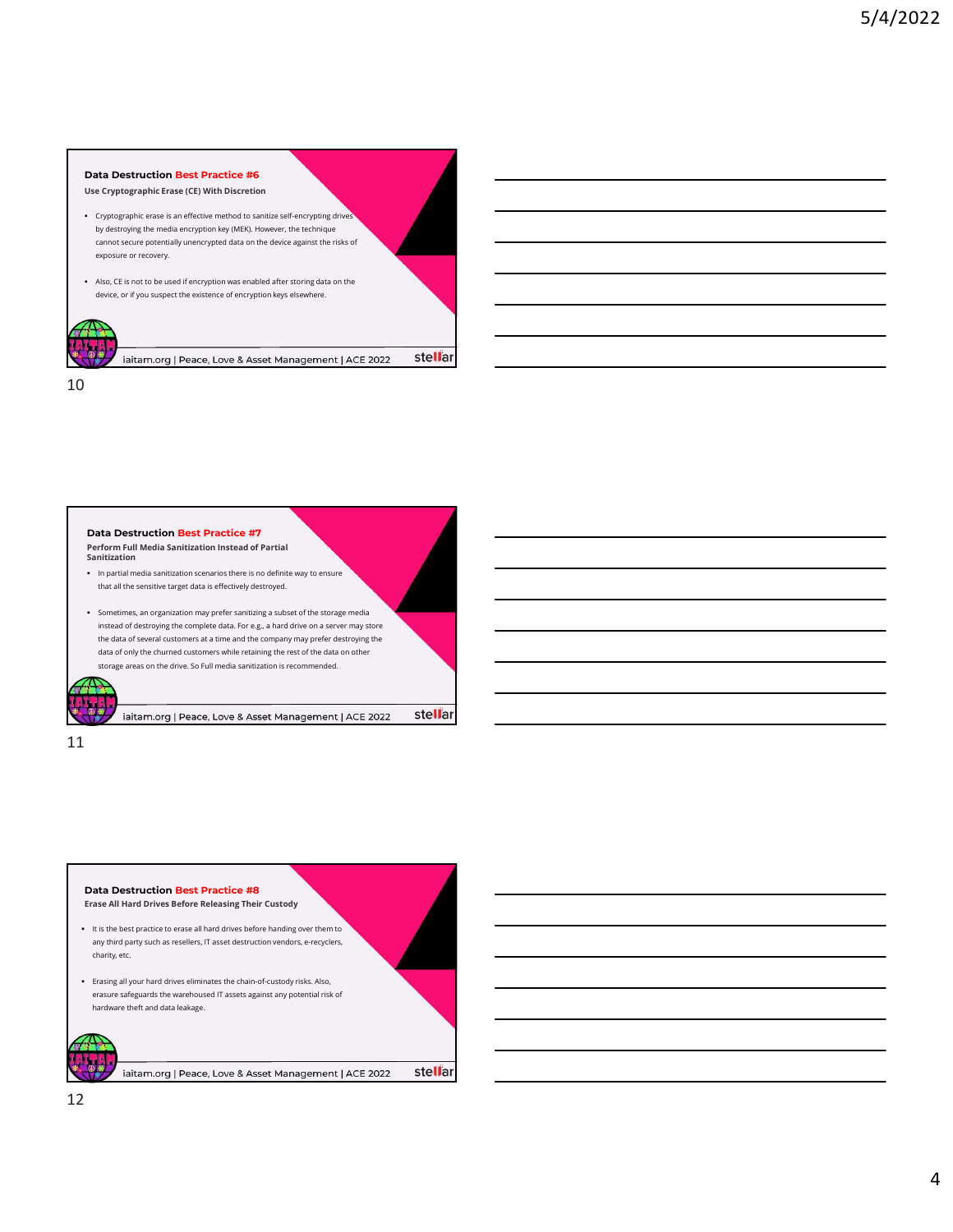## Data Destruction Best Practice #6

**Use Cryptographic Erase (CE) With Discretion**

- Cryptographic erase is an effective method to sanitize self-encrypting drives by destroying the media encryption key (MEK). However, the technique cannot secure potentially unencrypted data on the device against the risks of exposure or recovery.
- Also, CE is not to be used if encryption was enabled after storing data on the device, or if you suspect the existence of encryption keys elsewhere.

iaitam.org | Peace, Love & Asset Management | ACE 2022

## Data Destruction Best Practice #7

**Perform Full Media Sanitization Instead of Partial Sanitization**

- In partial media sanitization scenarios there is no definite way to ensure that all the sensitive target data is effectively destroyed.
- Sometimes, an organization may prefer sanitizing a subset of the storage media instead of destroying the complete data. For e.g., a hard drive on a server may store the data of several customers at a time and the company may prefer destroying the data of only the churned customers while retaining the rest of the data on other storage areas on the drive. So Full media sanitization is recommended.

iaitam.org | Peace, Love & Asset Management | ACE 2022

## Data Destruction Best Practice #8

**Erase All Hard Drives Before Releasing Their Custody**

- It is the best practice to erase all hard drives before handing over them to any third party such as resellers, IT asset destruction vendors, e-recyclers, charity, etc.
- Erasing all your hard drives eliminates the chain-of-custody risks. Also, erasure safeguards the warehoused IT assets against any potential risk of hardware theft and data leakage.

iaitam.org | Peace, Love & Asset Management | ACE 2022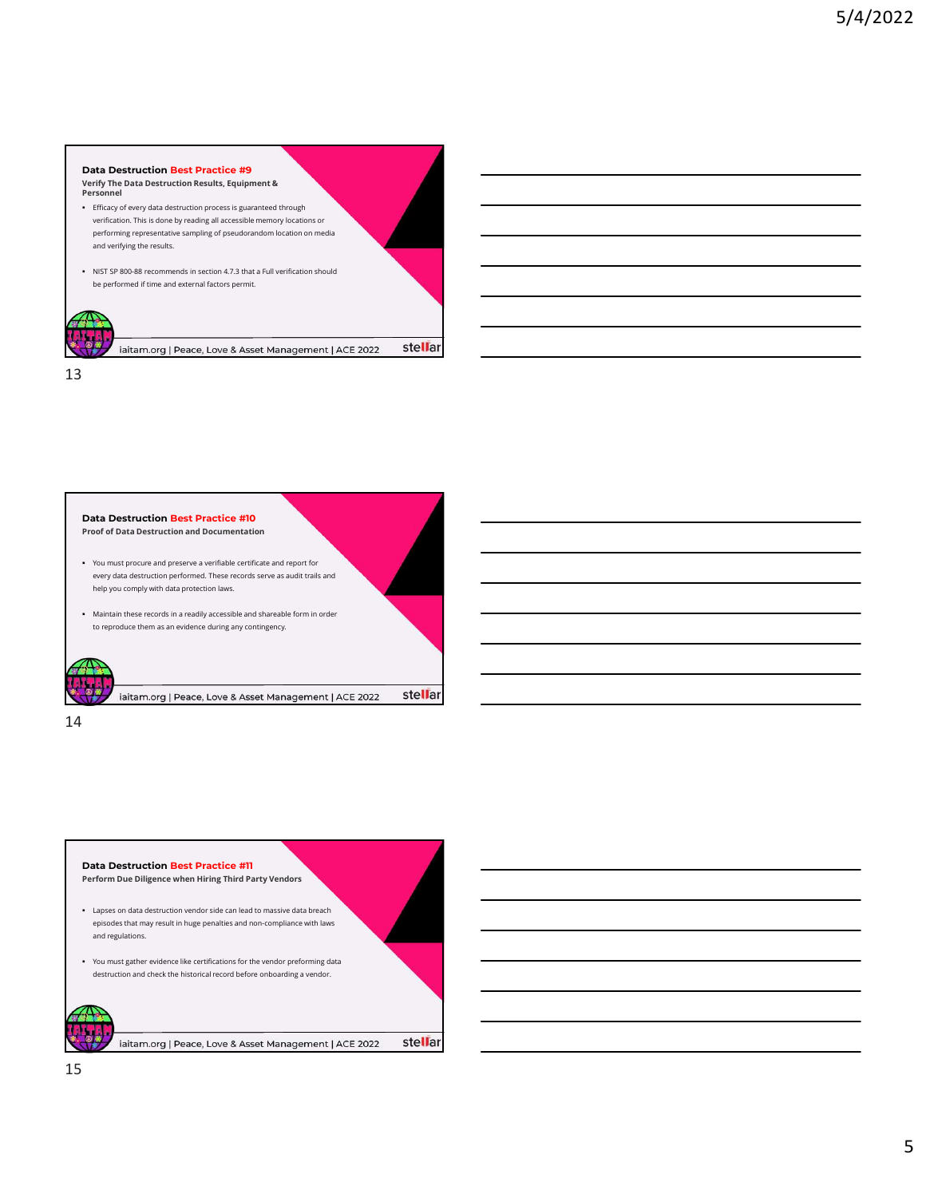## Data Destruction Best Practice #9

### Verify The Data Destruction Results, Equipment & Personnel

- Efficacy of every data destruction process is guaranteed through verification. This is done by reading all accessible memory locations or performing representative sampling of pseudorandom location on media and verifying the results.
- NIST SP 800-88 recommends in section 4.7.3 that a Full verification should be performed if time and external factors permit.

iaitam.org | Peace, Love & Asset Management | ACE 2022

## Data Destruction Best Practice #10

### Proof of Data Destruction and Documentation

- You must procure and preserve a verifiable certificate and report for every data destruction performed. These records serve as audit trails and help you comply with data protection laws.
- Maintain these records in a readily accessible and shareable form in order to reproduce them as an evidence during any contingency.

iaitam.org | Peace, Love & Asset Management | ACE 2022

## Data Destruction Best Practice #11

### Perform Due Diligence when Hiring Third Party Vendors

- Lapses on data destruction vendor side can lead to massive data breach episodes that may result in huge penalties and non-compliance with laws and regulations.
- You must gather evidence like certifications for the vendor preforming data destruction and check the historical record before onboarding a vendor.

iaitam.org | Peace, Love & Asset Management | ACE 2022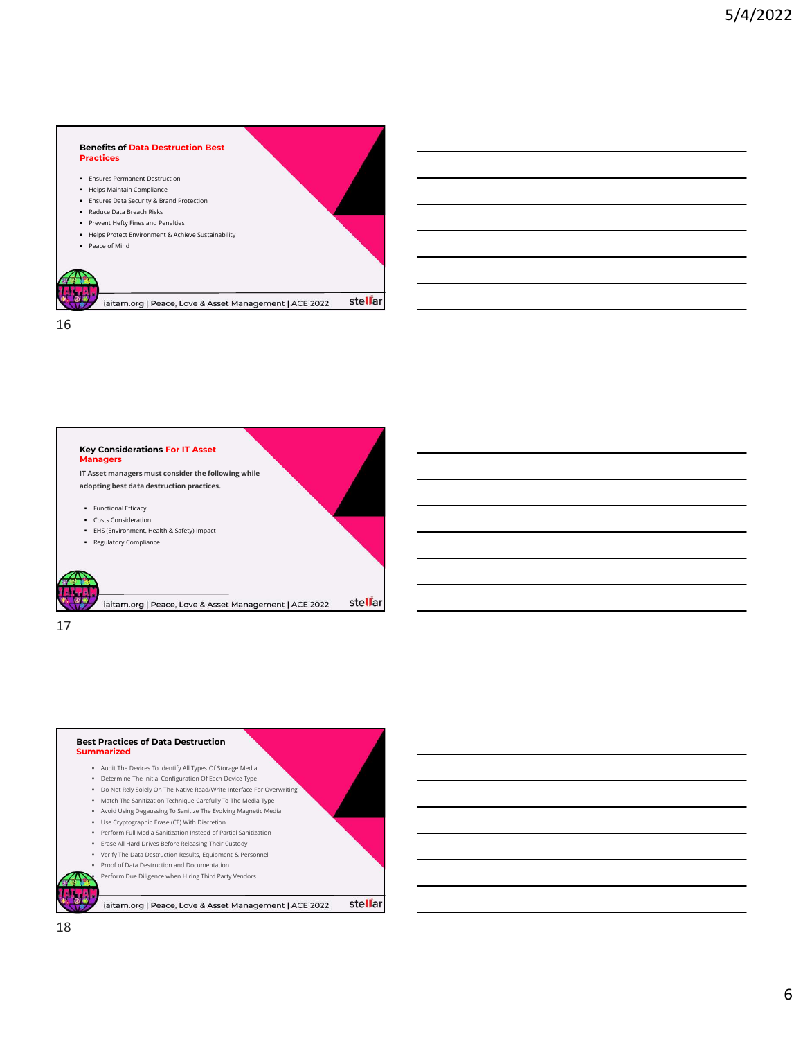## Benefits of Data Destruction Best Practices

- Ensures Permanent Destruction
- Helps Maintain Compliance
- Ensures Data Security & Brand Protection
- Reduce Data Breach Risks
- Prevent Hefty Fines and Penalties
- Helps Protect Environment & Achieve Sustainability
- Peace of Mind

iaitam.org | Peace, Love & Asset Management | ACE 2022

## Key Considerations For IT Asset Managers

**IT Asset managers must consider the following while adopting best data destruction practices.**

- Functional Efficacy
- Costs Consideration
- EHS (Environment, Health & Safety) Impact
- Regulatory Compliance

iaitam.org | Peace, Love & Asset Management | ACE 2022

## Best Practices of Data Destruction Summarized

- Audit The Devices To Identify All Types Of Storage Media
- Determine The Initial Configuration Of Each Device Type
- Do Not Rely Solely On The Native Read/Write Interface For Overwriting
- Match The Sanitization Technique Carefully To The Media Type
- Avoid Using Degaussing To Sanitize The Evolving Magnetic Media
- Use Cryptographic Erase (CE) With Discretion
- Perform Full Media Sanitization Instead of Partial Sanitization
- Erase All Hard Drives Before Releasing Their Custody
- Verify The Data Destruction Results, Equipment & Personnel
- Proof of Data Destruction and Documentation
- Perform Due Diligence when Hiring Third Party Vendors

iaitam.org | Peace, Love & Asset Management | ACE 2022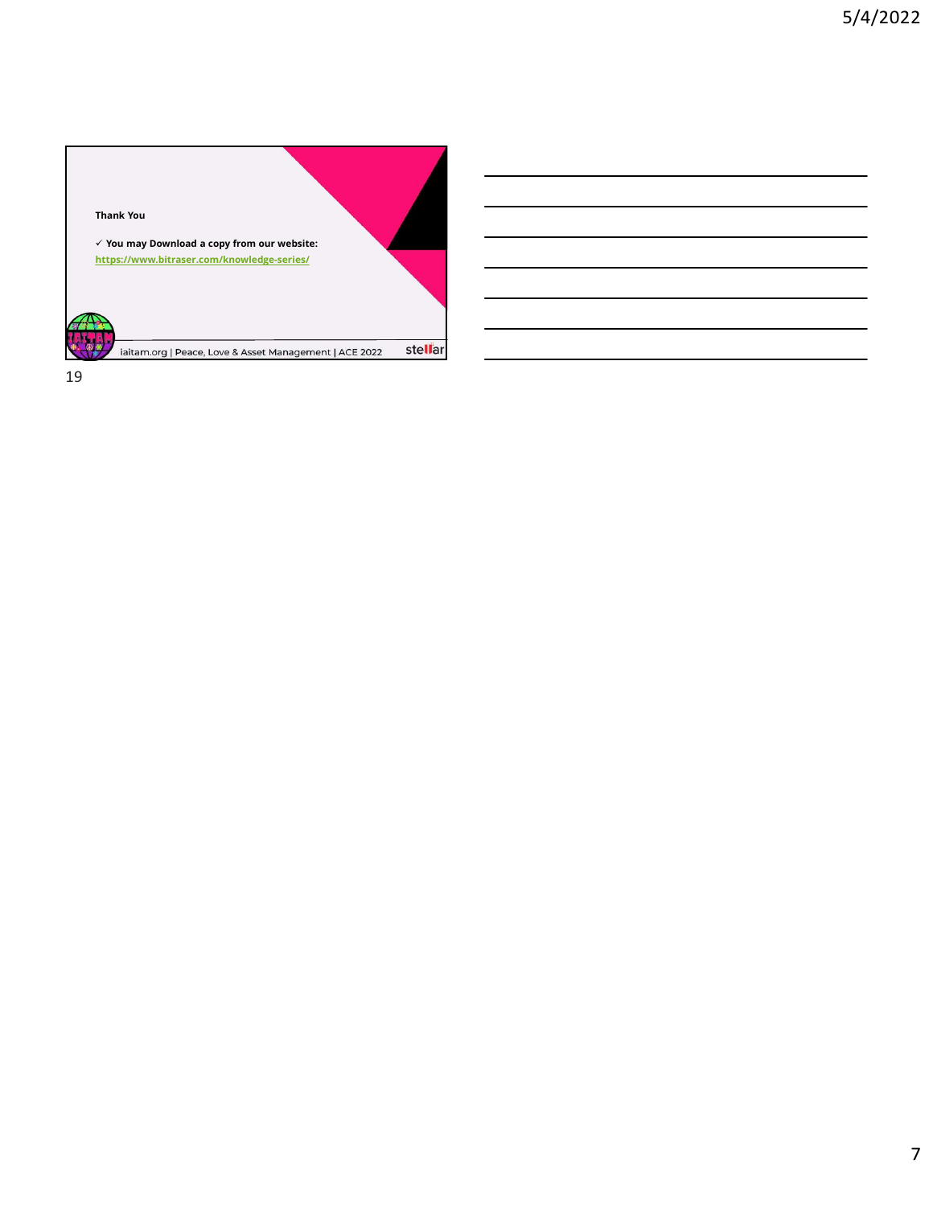**Thank You**

✓ **You may Download a copy from our website:**
**https://www.bitraser.com/knowledge-series/**

iaitam.org | Peace, Love & Asset Management | ACE 2022

stellar

19